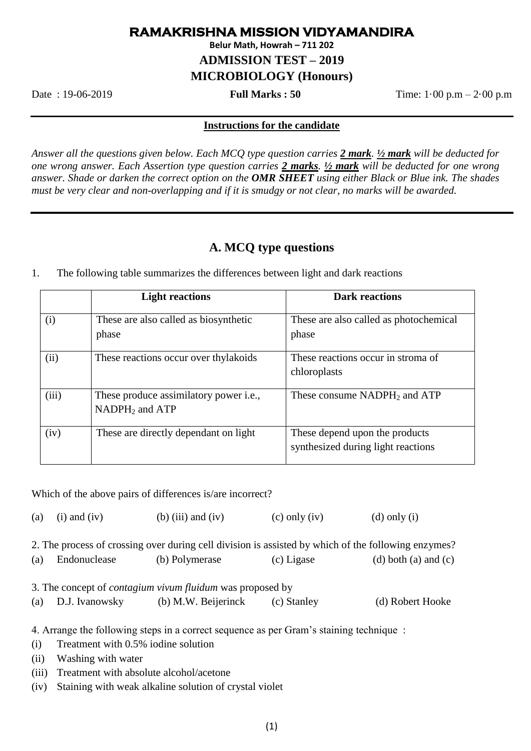# RAMAKRISHNA MISSION VIDYAMANDIRA

**Belur Math, Howrah – 711 202**

## ADMISSION TEST – 2019

## MICROBIOLOGY (Honours)

Date : 19-06-2019 **Full Marks : 50** Time: 1·00 p.m – 2·00 p.m

**Instructions for the candidate**

*Answer all the questions given below. Each MCQ type question carries **2 mark**. **½ mark** will be deducted for one wrong answer. Each Assertion type question carries **2 marks**. **½ mark** will be deducted for one wrong answer. Shade or darken the correct option on the **OMR SHEET** using either Black or Blue ink. The shades must be very clear and non-overlapping and if it is smudgy or not clear, no marks will be awarded.*

## A. MCQ type questions

1. The following table summarizes the differences between light and dark reactions

| | Light reactions | Dark reactions |
|---|---|---|
| (i) | These are also called as biosynthetic phase | These are also called as photochemical phase |
| (ii) | These reactions occur over thylakoids | These reactions occur in stroma of chloroplasts |
| (iii) | These produce assimilatory power i.e., $NADPH_2$ and ATP | These consume $NADPH_2$ and ATP |
| (iv) | These are directly dependant on light | These depend upon the products synthesized during light reactions |

Which of the above pairs of differences is/are incorrect?

(a) (i) and (iv) (b) (iii) and (iv) (c) only (iv) (d) only (i)

2. The process of crossing over during cell division is assisted by which of the following enzymes?

(a) Endonuclease (b) Polymerase (c) Ligase (d) both (a) and (c)

3. The concept of *contagium vivum fluidum* was proposed by

(a) D.J. Ivanowsky (b) M.W. Beijerinck (c) Stanley (d) Robert Hooke

4. Arrange the following steps in a correct sequence as per Gram's staining technique :

(i) Treatment with 0.5% iodine solution

(ii) Washing with water

(iii) Treatment with absolute alcohol/acetone

(iv) Staining with weak alkaline solution of crystal violet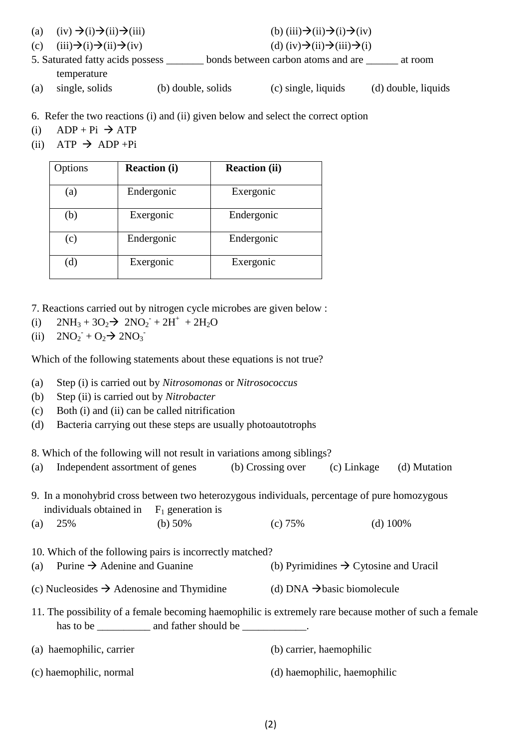(a) (iv) → (i) → (ii) → (iii)    (b) (iii) → (ii) → (i) → (iv)

(c) (iii) → (i) → (ii) → (iv)    (d) (iv) → (ii) → (iii) → (i)

5. Saturated fatty acids possess _______ bonds between carbon atoms and are ______ at room temperature

(a) single, solids    (b) double, solids    (c) single, liquids    (d) double, liquids

6. Refer the two reactions (i) and (ii) given below and select the correct option

(i) ADP + Pi → ATP

(ii) ATP → ADP +Pi

| Options | **Reaction (i)** | **Reaction (ii)** |
|---|---|---|
| (a) | Endergonic | Exergonic |
| (b) | Exergonic | Endergonic |
| (c) | Endergonic | Endergonic |
| (d) | Exergonic | Exergonic |

7. Reactions carried out by nitrogen cycle microbes are given below :

(i) $2NH_3 + 3O_2 \rightarrow 2NO_2^- + 2H^+ + 2H_2O$

(ii) $2NO_2^- + O_2 \rightarrow 2NO_3^-$

Which of the following statements about these equations is not true?

(a) Step (i) is carried out by *Nitrosomonas* or *Nitrosococcus*

(b) Step (ii) is carried out by *Nitrobacter*

(c) Both (i) and (ii) can be called nitrification

(d) Bacteria carrying out these steps are usually photoautotrophs

8. Which of the following will not result in variations among siblings?

(a) Independent assortment of genes    (b) Crossing over    (c) Linkage    (d) Mutation

9. In a monohybrid cross between two heterozygous individuals, percentage of pure homozygous individuals obtained in $F_1$ generation is

(a) 25%    (b) 50%    (c) 75%    (d) 100%

10. Which of the following pairs is incorrectly matched?

(a) Purine → Adenine and Guanine    (b) Pyrimidines → Cytosine and Uracil

(c) Nucleosides → Adenosine and Thymidine    (d) DNA → basic biomolecule

11. The possibility of a female becoming haemophilic is extremely rare because mother of such a female has to be __________ and father should be ____________.

(a) haemophilic, carrier    (b) carrier, haemophilic

(c) haemophilic, normal    (d) haemophilic, haemophilic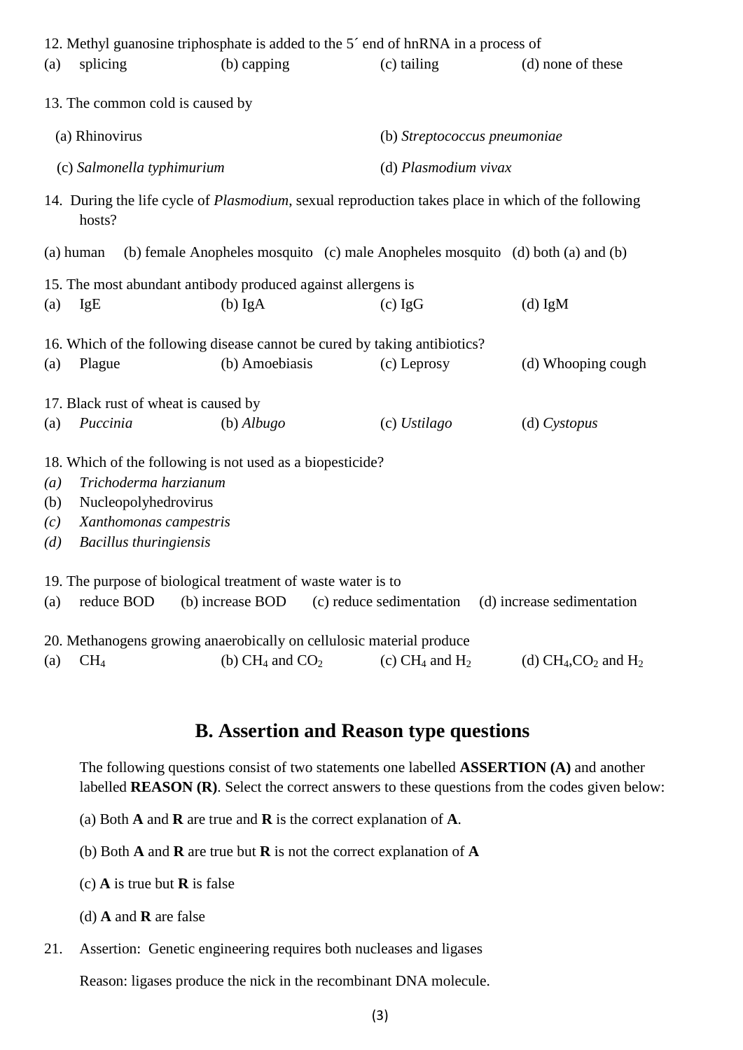12. Methyl guanosine triphosphate is added to the 5´ end of hnRNA in a process of

(a) splicing (b) capping (c) tailing (d) none of these

13. The common cold is caused by

(a) Rhinovirus (b) *Streptococcus pneumoniae*

(c) *Salmonella typhimurium* (d) *Plasmodium vivax*

14. During the life cycle of *Plasmodium*, sexual reproduction takes place in which of the following hosts?

(a) human (b) female Anopheles mosquito (c) male Anopheles mosquito (d) both (a) and (b)

15. The most abundant antibody produced against allergens is

(a) IgE (b) IgA (c) IgG (d) IgM

16. Which of the following disease cannot be cured by taking antibiotics?

(a) Plague (b) Amoebiasis (c) Leprosy (d) Whooping cough

17. Black rust of wheat is caused by

(a) *Puccinia* (b) *Albugo* (c) *Ustilago* (d) *Cystopus*

18. Which of the following is not used as a biopesticide?

*(a)* *Trichoderma harzianum*

(b) Nucleopolyhedrovirus

*(c)* *Xanthomonas campestris*

*(d)* *Bacillus thuringiensis*

19. The purpose of biological treatment of waste water is to

(a) reduce BOD (b) increase BOD (c) reduce sedimentation (d) increase sedimentation

20. Methanogens growing anaerobically on cellulosic material produce

(a) $CH_4$ (b) $CH_4$ and $CO_2$ (c) $CH_4$ and $H_2$ (d) $CH_4$,$CO_2$ and $H_2$

## B. Assertion and Reason type questions

The following questions consist of two statements one labelled **ASSERTION (A)** and another labelled **REASON (R)**. Select the correct answers to these questions from the codes given below:

(a) Both **A** and **R** are true and **R** is the correct explanation of **A**.

(b) Both **A** and **R** are true but **R** is not the correct explanation of **A**

(c) **A** is true but **R** is false

(d) **A** and **R** are false

21. Assertion: Genetic engineering requires both nucleases and ligases

Reason: ligases produce the nick in the recombinant DNA molecule.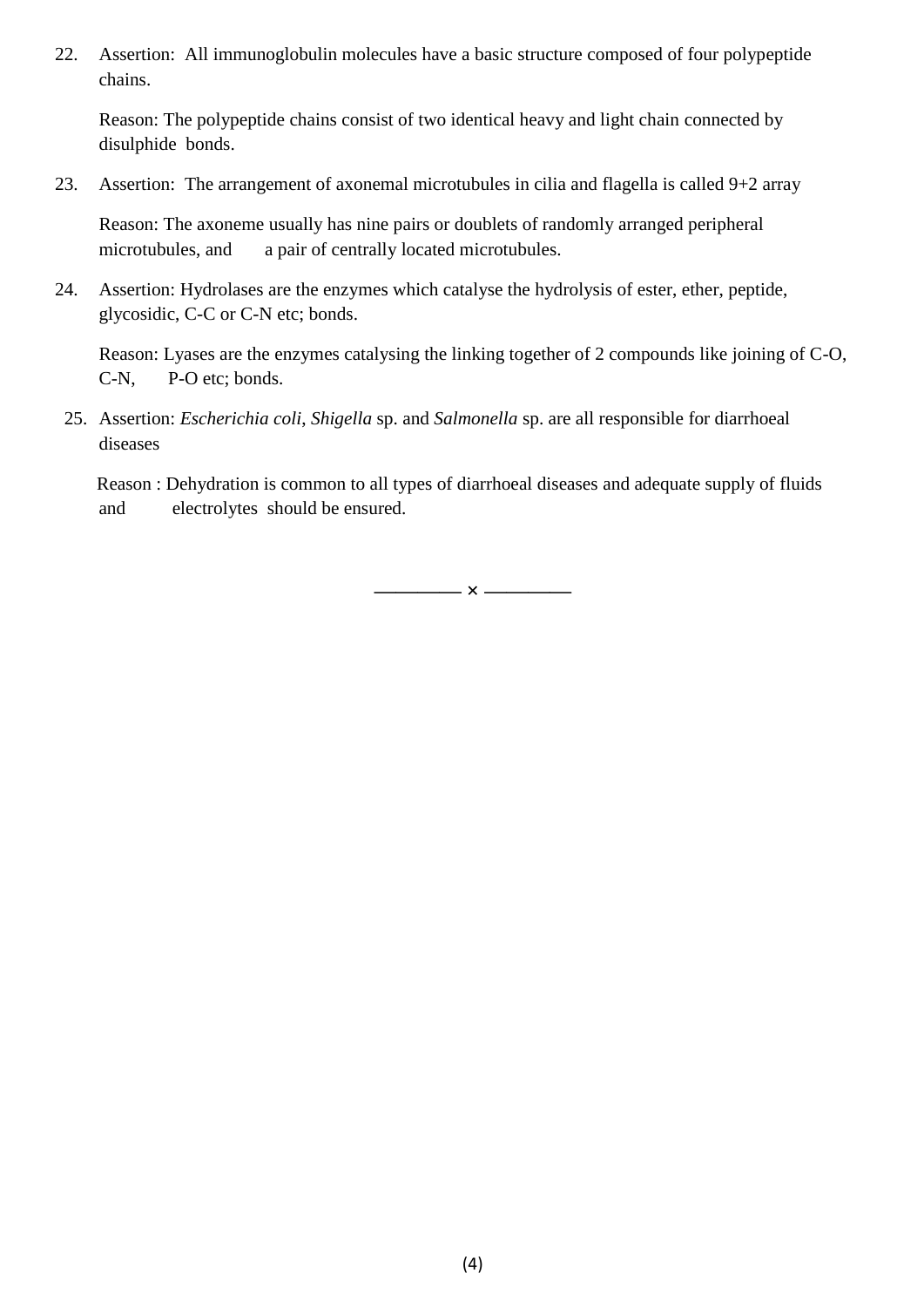22. Assertion: All immunoglobulin molecules have a basic structure composed of four polypeptide chains.

    Reason: The polypeptide chains consist of two identical heavy and light chain connected by disulphide bonds.

23. Assertion: The arrangement of axonemal microtubules in cilia and flagella is called 9+2 array

    Reason: The axoneme usually has nine pairs or doublets of randomly arranged peripheral microtubules, and a pair of centrally located microtubules.

24. Assertion: Hydrolases are the enzymes which catalyse the hydrolysis of ester, ether, peptide, glycosidic, C-C or C-N etc; bonds.

    Reason: Lyases are the enzymes catalysing the linking together of 2 compounds like joining of C-O, C-N, P-O etc; bonds.

25. Assertion: *Escherichia coli*, *Shigella* sp. and *Salmonella* sp. are all responsible for diarrhoeal diseases

    Reason : Dehydration is common to all types of diarrhoeal diseases and adequate supply of fluids and electrolytes should be ensured.

————— × —————